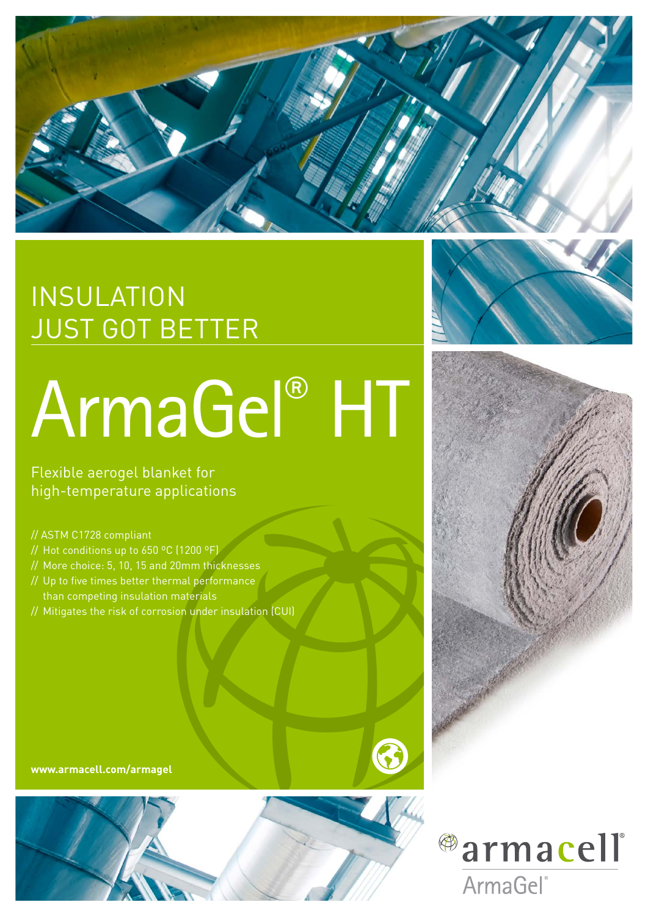# INSULATION JUST GOT BETTER

# ArmaGel® HT

## Flexible aerogel blanket for high-temperature applications

- // ASTM C1728 compliant
- // Hot conditions up to 650 °C (1200 °F)
- // More choice: 5, 10, 15 and 20mm thicknesses
- // Up to five times better thermal performance than competing insulation materials
- // Mitigates the risk of corrosion under insulation (CUI)

**www.armacell.com/armagel**

armacell®

ArmaGel®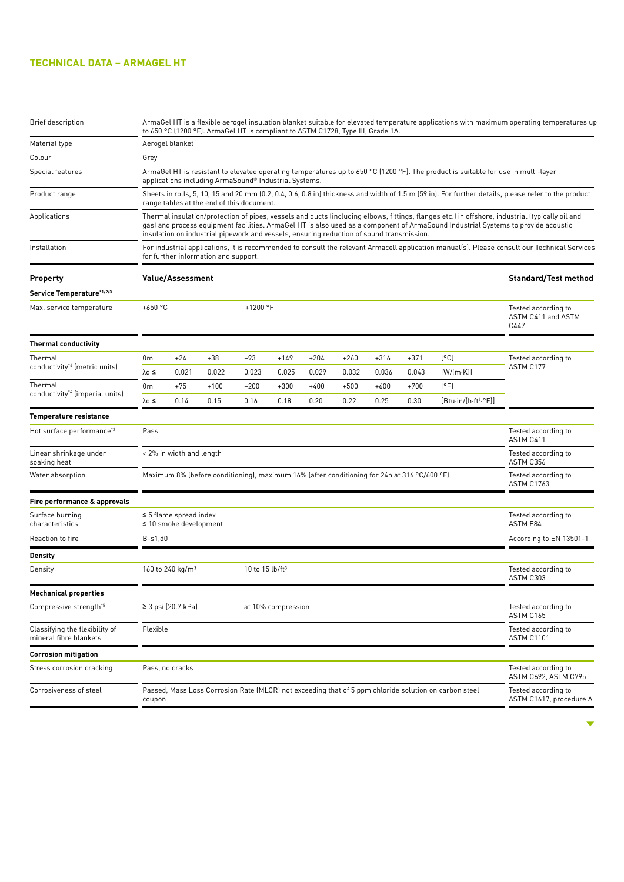## TECHNICAL DATA – ARMAGEL HT

| | |
|---|---|
| Brief description | ArmaGel HT is a flexible aerogel insulation blanket suitable for elevated temperature applications with maximum operating temperatures up to 650 °C (1200 °F). ArmaGel HT is compliant to ASTM C1728, Type III, Grade 1A. |
| Material type | Aerogel blanket |
| Colour | Grey |
| Special features | ArmaGel HT is resistant to elevated operating temperatures up to 650 °C (1200 °F). The product is suitable for use in multi-layer applications including ArmaSound® Industrial Systems. |
| Product range | Sheets in rolls, 5, 10, 15 and 20 mm (0.2, 0.4, 0.6, 0.8 in) thickness and width of 1.5 m (59 in). For further details, please refer to the product range tables at the end of this document. |
| Applications | Thermal insulation/protection of pipes, vessels and ducts (including elbows, fittings, flanges etc.) in offshore, industrial (typically oil and gas) and process equipment facilities. ArmaGel HT is also used as a component of ArmaSound Industrial Systems to provide acoustic insulation on industrial pipework and vessels, ensuring reduction of sound transmission. |
| Installation | For industrial applications, it is recommended to consult the relevant Armacell application manual(s). Please consult our Technical Services for further information and support. |

| Property | Value/Assessment | | | | | | | | | | Standard/Test method |
|---|---|---|---|---|---|---|---|---|---|---|---|
| **Service Temperature**[*1/2/3] | | | | | | | | | | | |
| Max. service temperature | +650 °C | | | +1200 °F | | | | | | | Tested according to ASTM C411 and ASTM C447 |
| **Thermal conductivity** | | | | | | | | | | | |
| Thermal conductivity[*4] (metric units) | θm | +24 | +38 | +93 | +149 | +204 | +260 | +316 | +371 | [°C] | Tested according to ASTM C177 |
| | λd ≤ | 0.021 | 0.022 | 0.023 | 0.025 | 0.029 | 0.032 | 0.036 | 0.043 | [W/(m·K)] | |
| Thermal conductivity[*4] (imperial units) | θm | +75 | +100 | +200 | +300 | +400 | +500 | +600 | +700 | [°F] | |
| | λd ≤ | 0.14 | 0.15 | 0.16 | 0.18 | 0.20 | 0.22 | 0.25 | 0.30 | [Btu·in/(h·ft²·°F)] | |
| **Temperature resistance** | | | | | | | | | | | |
| Hot surface performance[*2] | Pass | | | | | | | | | | Tested according to ASTM C411 |
| Linear shrinkage under soaking heat | < 2% in width and length | | | | | | | | | | Tested according to ASTM C356 |
| Water absorption | Maximum 8% (before conditioning), maximum 16% (after conditioning for 24h at 316 °C/600 °F) | | | | | | | | | | Tested according to ASTM C1763 |
| **Fire performance & approvals** | | | | | | | | | | | |
| Surface burning characteristics | ≤ 5 flame spread index<br>≤ 10 smoke development | | | | | | | | | | Tested according to ASTM E84 |
| Reaction to fire | B-s1,d0 | | | | | | | | | | According to EN 13501-1 |
| **Density** | | | | | | | | | | | |
| Density | 160 to 240 kg/m³ | | | 10 to 15 lb/ft³ | | | | | | | Tested according to ASTM C303 |
| **Mechanical properties** | | | | | | | | | | | |
| Compressive strength[*5] | ≥ 3 psi (20.7 kPa) | | | at 10% compression | | | | | | | Tested according to ASTM C165 |
| Classifying the flexibility of mineral fibre blankets | Flexible | | | | | | | | | | Tested according to ASTM C1101 |
| **Corrosion mitigation** | | | | | | | | | | | |
| Stress corrosion cracking | Pass, no cracks | | | | | | | | | | Tested according to ASTM C692, ASTM C795 |
| Corrosiveness of steel | Passed, Mass Loss Corrosion Rate (MLCR) not exceeding that of 5 ppm chloride solution on carbon steel coupon | | | | | | | | | | Tested according to ASTM C1617, procedure A |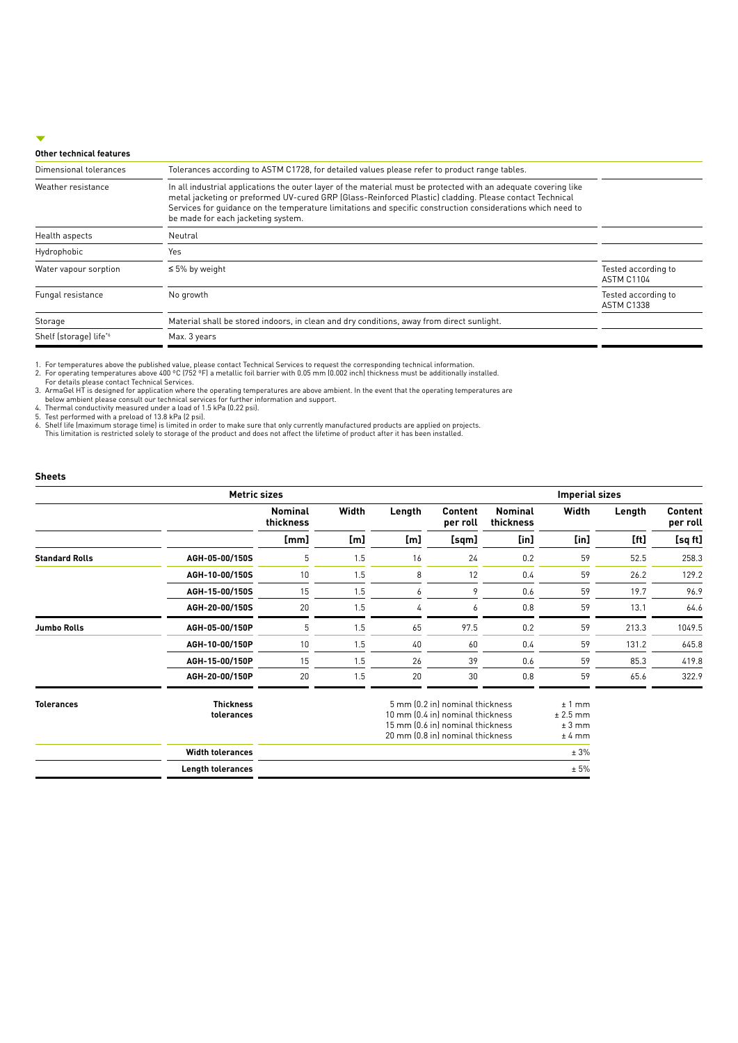### Other technical features

| | | |
|---|---|---|
| Dimensional tolerances | Tolerances according to ASTM C1728, for detailed values please refer to product range tables. | |
| Weather resistance | In all industrial applications the outer layer of the material must be protected with an adequate covering like metal jacketing or preformed UV-cured GRP (Glass-Reinforced Plastic) cladding. Please contact Technical Services for guidance on the temperature limitations and specific construction considerations which need to be made for each jacketing system. | |
| Health aspects | Neutral | |
| Hydrophobic | Yes | |
| Water vapour sorption | ≤ 5% by weight | Tested according to ASTM C1104 |
| Fungal resistance | No growth | Tested according to ASTM C1338 |
| Storage | Material shall be stored indoors, in clean and dry conditions, away from direct sunlight. | |
| Shelf (storage) life*6 | Max. 3 years | |

1. For temperatures above the published value, please contact Technical Services to request the corresponding technical information.
2. For operating temperatures above 400 °C (752 °F) a metallic foil barrier with 0.05 mm (0.002 inch) thickness must be additionally installed. For details please contact Technical Services.
3. ArmaGel HT is designed for application where the operating temperatures are above ambient. In the event that the operating temperatures are below ambient please consult our technical services for further information and support.
4. Thermal conductivity measured under a load of 1.5 kPa (0.22 psi).
5. Test performed with a preload of 13.8 kPa (2 psi).
6. Shelf life (maximum storage time) is limited in order to make sure that only currently manufactured products are applied on projects. This limitation is restricted solely to storage of the product and does not affect the lifetime of product after it has been installed.

### Sheets

| | | Metric sizes | | | | Imperial sizes | | | |
|---|---|---|---|---|---|---|---|---|---|
| | | Nominal thickness | Width | Length | Content per roll | Nominal thickness | Width | Length | Content per roll |
| | | [mm] | [m] | [m] | [sqm] | [in] | [in] | [ft] | [sq ft] |
| Standard Rolls | AGH-05-00/150S | 5 | 1.5 | 16 | 24 | 0.2 | 59 | 52.5 | 258.3 |
| | AGH-10-00/150S | 10 | 1.5 | 8 | 12 | 0.4 | 59 | 26.2 | 129.2 |
| | AGH-15-00/150S | 15 | 1.5 | 6 | 9 | 0.6 | 59 | 19.7 | 96.9 |
| | AGH-20-00/150S | 20 | 1.5 | 4 | 6 | 0.8 | 59 | 13.1 | 64.6 |
| Jumbo Rolls | AGH-05-00/150P | 5 | 1.5 | 65 | 97.5 | 0.2 | 59 | 213.3 | 1049.5 |
| | AGH-10-00/150P | 10 | 1.5 | 40 | 60 | 0.4 | 59 | 131.2 | 645.8 |
| | AGH-15-00/150P | 15 | 1.5 | 26 | 39 | 0.6 | 59 | 85.3 | 419.8 |
| | AGH-20-00/150P | 20 | 1.5 | 20 | 30 | 0.8 | 59 | 65.6 | 322.9 |

| Tolerances | | | |
|---|---|---|---|
| | Thickness tolerances | 5 mm (0.2 in) nominal thickness | ± 1 mm |
| | | 10 mm (0.4 in) nominal thickness | ± 2.5 mm |
| | | 15 mm (0.6 in) nominal thickness | ± 3 mm |
| | | 20 mm (0.8 in) nominal thickness | ± 4 mm |
| | Width tolerances | | ± 3% |
| | Length tolerances | | ± 5% |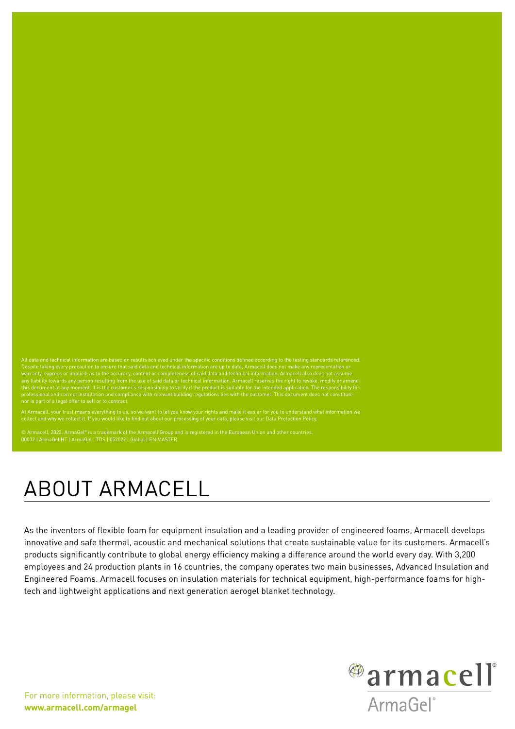All data and technical information are based on results achieved under the specific conditions defined according to the testing standards referenced. Despite taking every precaution to ensure that said data and technical information are up to date, Armacell does not make any representation or warranty, express or implied, as to the accuracy, content or completeness of said data and technical information. Armacell also does not assume any liability towards any person resulting from the use of said data or technical information. Armacell reserves the right to revoke, modify or amend this document at any moment. It is the customer's responsibility to verify if the product is suitable for the intended application. The responsibility for professional and correct installation and compliance with relevant building regulations lies with the customer. This document does not constitute nor is part of a legal offer to sell or to contract.

At Armacell, your trust means everything to us, so we want to let you know your rights and make it easier for you to understand what information we collect and why we collect it. If you would like to find out about our processing of your data, please visit our Data Protection Policy.

© Armacell, 2022. ArmaGel® is a trademark of the Armacell Group and is registered in the European Union and other countries.
00002 | ArmaGel HT | ArmaGel | TDS | 052022 | Global | EN MASTER

# ABOUT ARMACELL

As the inventors of flexible foam for equipment insulation and a leading provider of engineered foams, Armacell develops innovative and safe thermal, acoustic and mechanical solutions that create sustainable value for its customers. Armacell's products significantly contribute to global energy efficiency making a difference around the world every day. With 3,200 employees and 24 production plants in 16 countries, the company operates two main businesses, Advanced Insulation and Engineered Foams. Armacell focuses on insulation materials for technical equipment, high-performance foams for high-tech and lightweight applications and next generation aerogel blanket technology.

For more information, please visit:
**www.armacell.com/armagel**

armacell®
ArmaGel®